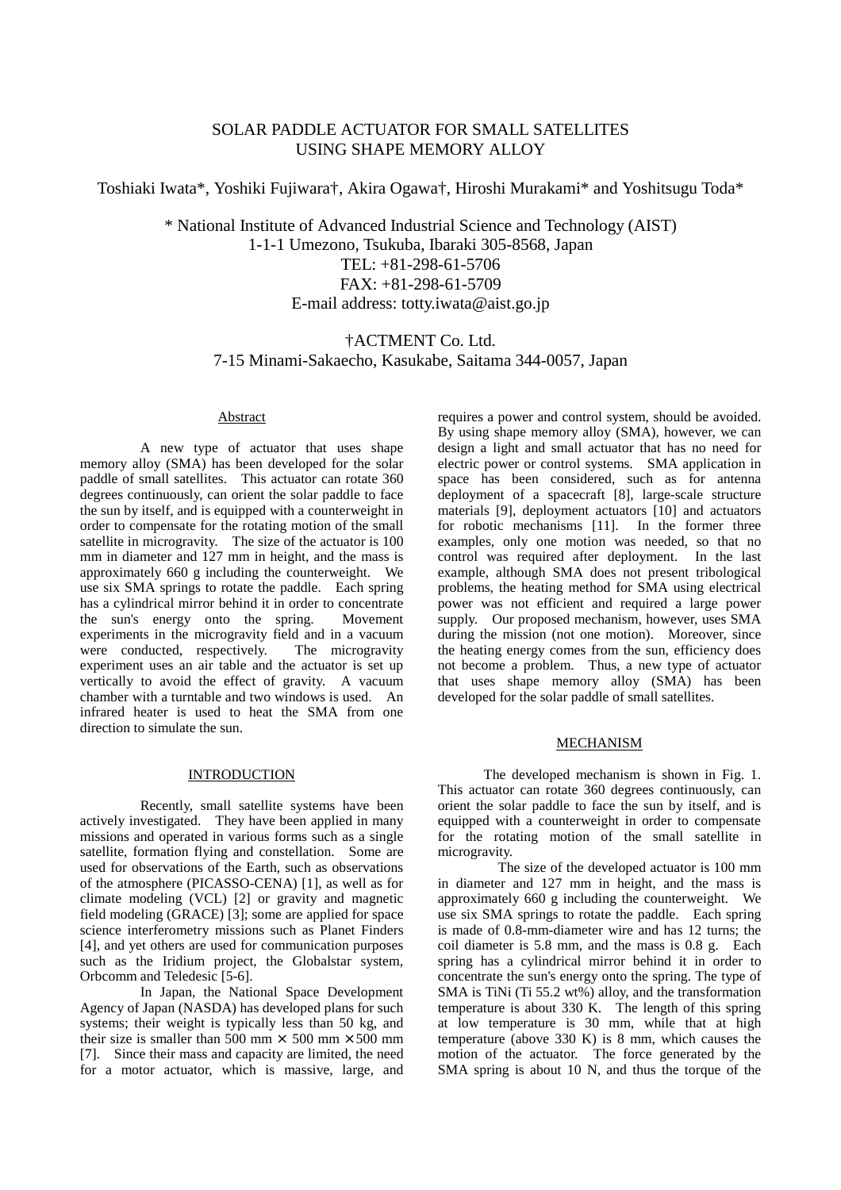# SOLAR PADDLE ACTUATOR FOR SMALL SATELLITES USING SHAPE MEMORY ALLOY

Toshiaki Iwata*, Yoshiki Fujiwara†, Akira Ogawa†, Hiroshi Murakami* and Yoshitsugu Toda*

\* National Institute of Advanced Industrial Science and Technology (AIST)
1-1-1 Umezono, Tsukuba, Ibaraki 305-8568, Japan
TEL: +81-298-61-5706
FAX: +81-298-61-5709
E-mail address: totty.iwata@aist.go.jp

†ACTMENT Co. Ltd.
7-15 Minami-Sakaecho, Kasukabe, Saitama 344-0057, Japan

## Abstract

A new type of actuator that uses shape memory alloy (SMA) has been developed for the solar paddle of small satellites. This actuator can rotate 360 degrees continuously, can orient the solar paddle to face the sun by itself, and is equipped with a counterweight in order to compensate for the rotating motion of the small satellite in microgravity. The size of the actuator is 100 mm in diameter and 127 mm in height, and the mass is approximately 660 g including the counterweight. We use six SMA springs to rotate the paddle. Each spring has a cylindrical mirror behind it in order to concentrate the sun's energy onto the spring. Movement experiments in the microgravity field and in a vacuum were conducted, respectively. The microgravity experiment uses an air table and the actuator is set up vertically to avoid the effect of gravity. A vacuum chamber with a turntable and two windows is used. An infrared heater is used to heat the SMA from one direction to simulate the sun.

## INTRODUCTION

Recently, small satellite systems have been actively investigated. They have been applied in many missions and operated in various forms such as a single satellite, formation flying and constellation. Some are used for observations of the Earth, such as observations of the atmosphere (PICASSO-CENA) [1], as well as for climate modeling (VCL) [2] or gravity and magnetic field modeling (GRACE) [3]; some are applied for space science interferometry missions such as Planet Finders [4], and yet others are used for communication purposes such as the Iridium project, the Globalstar system, Orbcomm and Teledesic [5-6].

In Japan, the National Space Development Agency of Japan (NASDA) has developed plans for such systems; their weight is typically less than 50 kg, and their size is smaller than 500 mm × 500 mm × 500 mm [7]. Since their mass and capacity are limited, the need for a motor actuator, which is massive, large, and requires a power and control system, should be avoided. By using shape memory alloy (SMA), however, we can design a light and small actuator that has no need for electric power or control systems. SMA application in space has been considered, such as for antenna deployment of a spacecraft [8], large-scale structure materials [9], deployment actuators [10] and actuators for robotic mechanisms [11]. In the former three examples, only one motion was needed, so that no control was required after deployment. In the last example, although SMA does not present tribological problems, the heating method for SMA using electrical power was not efficient and required a large power supply. Our proposed mechanism, however, uses SMA during the mission (not one motion). Moreover, since the heating energy comes from the sun, efficiency does not become a problem. Thus, a new type of actuator that uses shape memory alloy (SMA) has been developed for the solar paddle of small satellites.

## MECHANISM

The developed mechanism is shown in Fig. 1. This actuator can rotate 360 degrees continuously, can orient the solar paddle to face the sun by itself, and is equipped with a counterweight in order to compensate for the rotating motion of the small satellite in microgravity.

The size of the developed actuator is 100 mm in diameter and 127 mm in height, and the mass is approximately 660 g including the counterweight. We use six SMA springs to rotate the paddle. Each spring is made of 0.8-mm-diameter wire and has 12 turns; the coil diameter is 5.8 mm, and the mass is 0.8 g. Each spring has a cylindrical mirror behind it in order to concentrate the sun's energy onto the spring. The type of SMA is TiNi (Ti 55.2 wt%) alloy, and the transformation temperature is about 330 K. The length of this spring at low temperature is 30 mm, while that at high temperature (above 330 K) is 8 mm, which causes the motion of the actuator. The force generated by the SMA spring is about 10 N, and thus the torque of the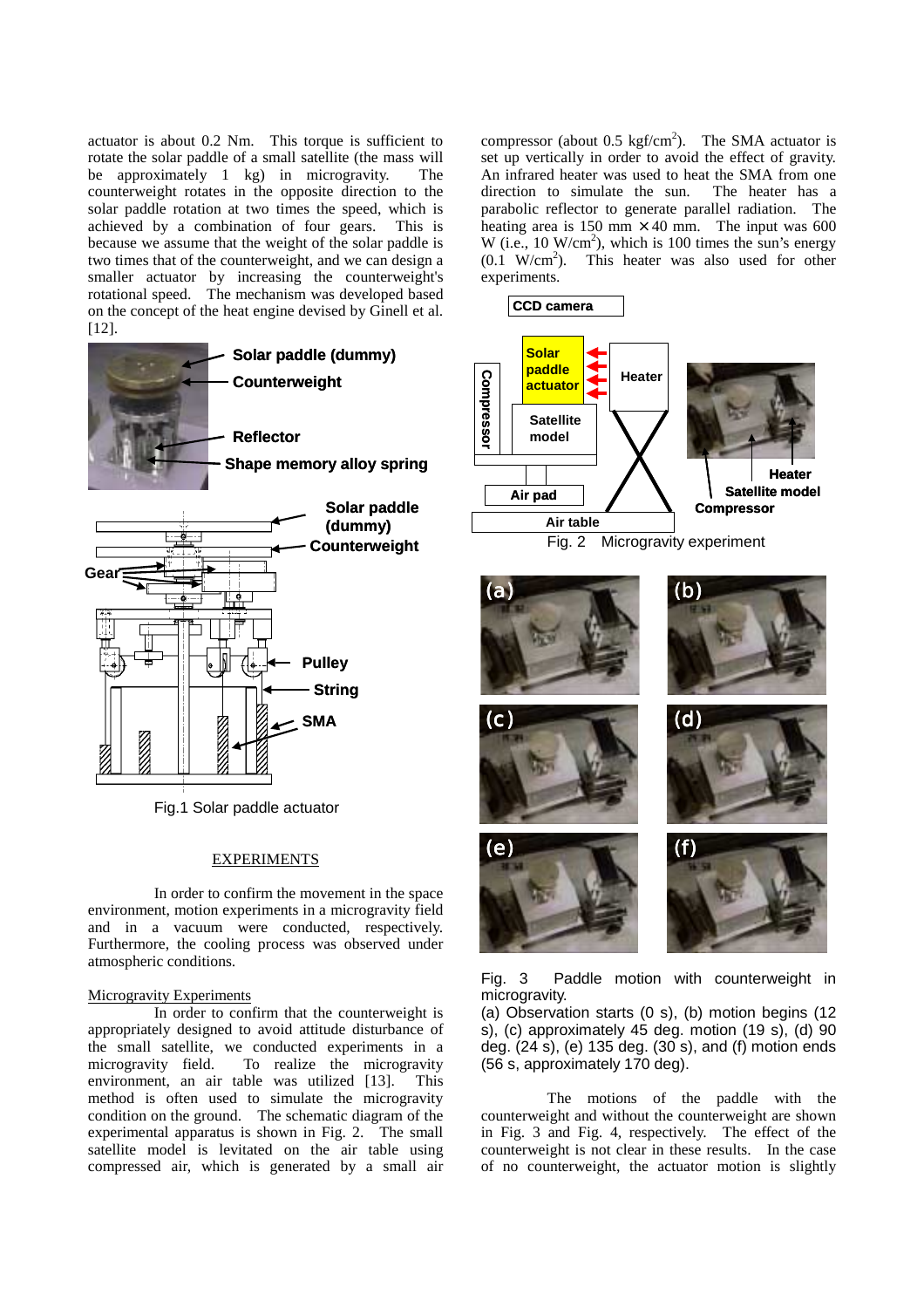actuator is about 0.2 Nm. This torque is sufficient to rotate the solar paddle of a small satellite (the mass will be approximately 1 kg) in microgravity. The counterweight rotates in the opposite direction to the solar paddle rotation at two times the speed, which is achieved by a combination of four gears. This is because we assume that the weight of the solar paddle is two times that of the counterweight, and we can design a smaller actuator by increasing the counterweight's rotational speed. The mechanism was developed based on the concept of the heat engine devised by Ginell et al. [12].

Fig.1 Solar paddle actuator

## EXPERIMENTS

In order to confirm the movement in the space environment, motion experiments in a microgravity field and in a vacuum were conducted, respectively. Furthermore, the cooling process was observed under atmospheric conditions.

### Microgravity Experiments

In order to confirm that the counterweight is appropriately designed to avoid attitude disturbance of the small satellite, we conducted experiments in a microgravity field. To realize the microgravity environment, an air table was utilized [13]. This method is often used to simulate the microgravity condition on the ground. The schematic diagram of the experimental apparatus is shown in Fig. 2. The small satellite model is levitated on the air table using compressed air, which is generated by a small air compressor (about 0.5 kgf/cm$^2$). The SMA actuator is set up vertically in order to avoid the effect of gravity. An infrared heater was used to heat the SMA from one direction to simulate the sun. The heater has a parabolic reflector to generate parallel radiation. The heating area is 150 mm × 40 mm. The input was 600 W (i.e., 10 W/cm$^2$), which is 100 times the sun's energy (0.1 W/cm$^2$). This heater was also used for other experiments.

Fig. 2 Microgravity experiment

Fig. 3 Paddle motion with counterweight in microgravity.
(a) Observation starts (0 s), (b) motion begins (12 s), (c) approximately 45 deg. motion (19 s), (d) 90 deg. (24 s), (e) 135 deg. (30 s), and (f) motion ends (56 s, approximately 170 deg).

The motions of the paddle with the counterweight and without the counterweight are shown in Fig. 3 and Fig. 4, respectively. The effect of the counterweight is not clear in these results. In the case of no counterweight, the actuator motion is slightly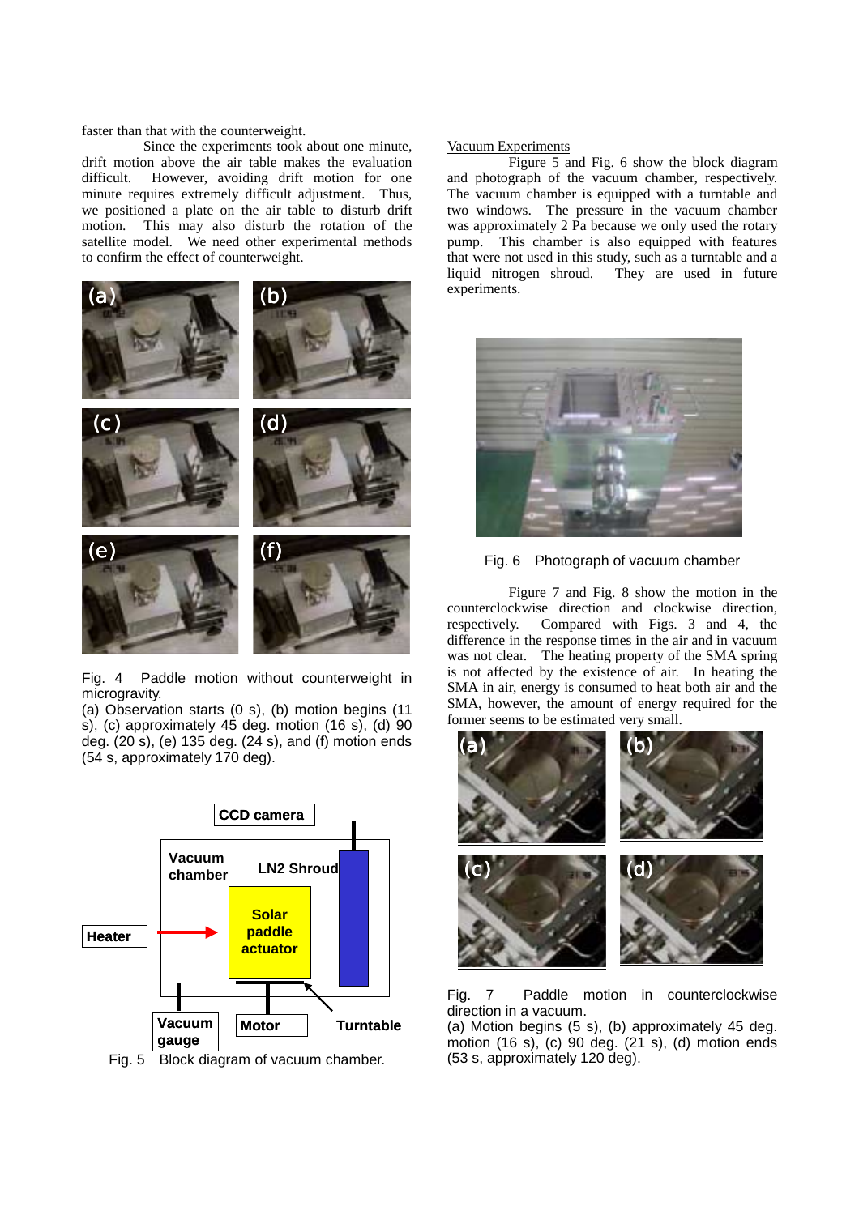faster than that with the counterweight.

Since the experiments took about one minute, drift motion above the air table makes the evaluation difficult. However, avoiding drift motion for one minute requires extremely difficult adjustment. Thus, we positioned a plate on the air table to disturb drift motion. This may also disturb the rotation of the satellite model. We need other experimental methods to confirm the effect of counterweight.

Fig. 4 Paddle motion without counterweight in microgravity.
(a) Observation starts (0 s), (b) motion begins (11 s), (c) approximately 45 deg. motion (16 s), (d) 90 deg. (20 s), (e) 135 deg. (24 s), and (f) motion ends (54 s, approximately 170 deg).

Fig. 5 Block diagram of vacuum chamber.

Vacuum Experiments

Figure 5 and Fig. 6 show the block diagram and photograph of the vacuum chamber, respectively. The vacuum chamber is equipped with a turntable and two windows. The pressure in the vacuum chamber was approximately 2 Pa because we only used the rotary pump. This chamber is also equipped with features that were not used in this study, such as a turntable and a liquid nitrogen shroud. They are used in future experiments.

Fig. 6 Photograph of vacuum chamber

Figure 7 and Fig. 8 show the motion in the counterclockwise direction and clockwise direction, respectively. Compared with Figs. 3 and 4, the difference in the response times in the air and in vacuum was not clear. The heating property of the SMA spring is not affected by the existence of air. In heating the SMA in air, energy is consumed to heat both air and the SMA, however, the amount of energy required for the former seems to be estimated very small.

Fig. 7 Paddle motion in counterclockwise direction in a vacuum.
(a) Motion begins (5 s), (b) approximately 45 deg. motion (16 s), (c) 90 deg. (21 s), (d) motion ends (53 s, approximately 120 deg).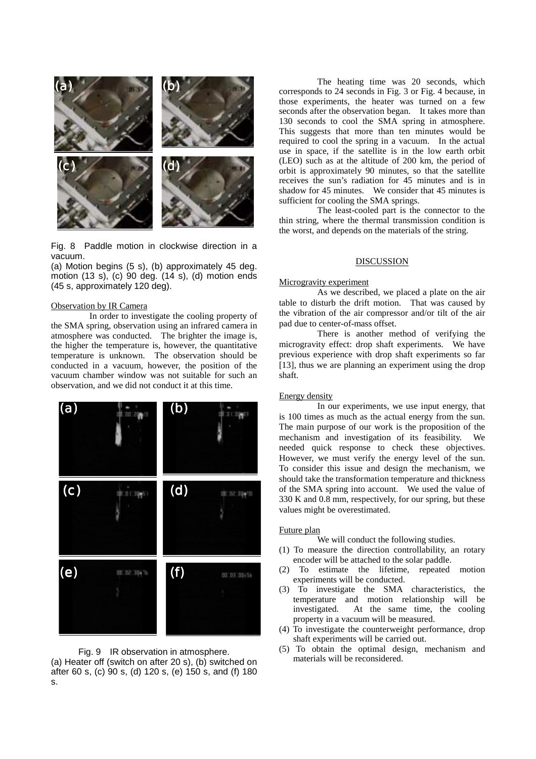Fig. 8 Paddle motion in clockwise direction in a vacuum.
(a) Motion begins (5 s), (b) approximately 45 deg. motion (13 s), (c) 90 deg. (14 s), (d) motion ends (45 s, approximately 120 deg).

Observation by IR Camera

In order to investigate the cooling property of the SMA spring, observation using an infrared camera in atmosphere was conducted. The brighter the image is, the higher the temperature is, however, the quantitative temperature is unknown. The observation should be conducted in a vacuum, however, the position of the vacuum chamber window was not suitable for such an observation, and we did not conduct it at this time.

Fig. 9 IR observation in atmosphere.
(a) Heater off (switch on after 20 s), (b) switched on after 60 s, (c) 90 s, (d) 120 s, (e) 150 s, and (f) 180 s.

The heating time was 20 seconds, which corresponds to 24 seconds in Fig. 3 or Fig. 4 because, in those experiments, the heater was turned on a few seconds after the observation began. It takes more than 130 seconds to cool the SMA spring in atmosphere. This suggests that more than ten minutes would be required to cool the spring in a vacuum. In the actual use in space, if the satellite is in the low earth orbit (LEO) such as at the altitude of 200 km, the period of orbit is approximately 90 minutes, so that the satellite receives the sun's radiation for 45 minutes and is in shadow for 45 minutes. We consider that 45 minutes is sufficient for cooling the SMA springs.

The least-cooled part is the connector to the thin string, where the thermal transmission condition is the worst, and depends on the materials of the string.

## DISCUSSION

Microgravity experiment

As we described, we placed a plate on the air table to disturb the drift motion. That was caused by the vibration of the air compressor and/or tilt of the air pad due to center-of-mass offset.

There is another method of verifying the microgravity effect: drop shaft experiments. We have previous experience with drop shaft experiments so far [13], thus we are planning an experiment using the drop shaft.

Energy density

In our experiments, we use input energy, that is 100 times as much as the actual energy from the sun. The main purpose of our work is the proposition of the mechanism and investigation of its feasibility. We needed quick response to check these objectives. However, we must verify the energy level of the sun. To consider this issue and design the mechanism, we should take the transformation temperature and thickness of the SMA spring into account. We used the value of 330 K and 0.8 mm, respectively, for our spring, but these values might be overestimated.

Future plan

We will conduct the following studies.

(1) To measure the direction controllability, an rotary encoder will be attached to the solar paddle.
(2) To estimate the lifetime, repeated motion experiments will be conducted.
(3) To investigate the SMA characteristics, the temperature and motion relationship will be investigated. At the same time, the cooling property in a vacuum will be measured.
(4) To investigate the counterweight performance, drop shaft experiments will be carried out.
(5) To obtain the optimal design, mechanism and materials will be reconsidered.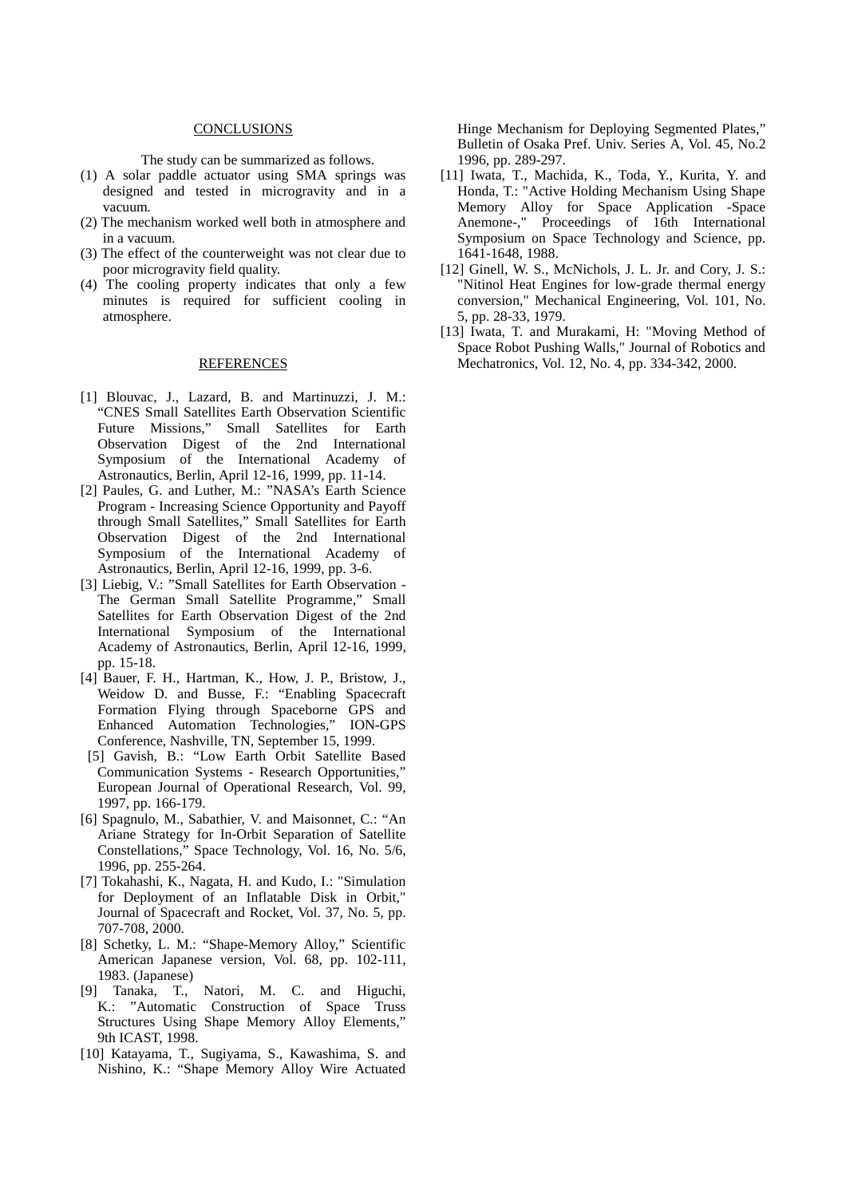## CONCLUSIONS

The study can be summarized as follows.

(1) A solar paddle actuator using SMA springs was designed and tested in microgravity and in a vacuum.
(2) The mechanism worked well both in atmosphere and in a vacuum.
(3) The effect of the counterweight was not clear due to poor microgravity field quality.
(4) The cooling property indicates that only a few minutes is required for sufficient cooling in atmosphere.

## REFERENCES

[1] Blouvac, J., Lazard, B. and Martinuzzi, J. M.: "CNES Small Satellites Earth Observation Scientific Future Missions," Small Satellites for Earth Observation Digest of the 2nd International Symposium of the International Academy of Astronautics, Berlin, April 12-16, 1999, pp. 11-14.

[2] Paules, G. and Luther, M.: "NASA's Earth Science Program - Increasing Science Opportunity and Payoff through Small Satellites," Small Satellites for Earth Observation Digest of the 2nd International Symposium of the International Academy of Astronautics, Berlin, April 12-16, 1999, pp. 3-6.

[3] Liebig, V.: "Small Satellites for Earth Observation - The German Small Satellite Programme," Small Satellites for Earth Observation Digest of the 2nd International Symposium of the International Academy of Astronautics, Berlin, April 12-16, 1999, pp. 15-18.

[4] Bauer, F. H., Hartman, K., How, J. P., Bristow, J., Weidow D. and Busse, F.: "Enabling Spacecraft Formation Flying through Spaceborne GPS and Enhanced Automation Technologies," ION-GPS Conference, Nashville, TN, September 15, 1999.

[5] Gavish, B.: "Low Earth Orbit Satellite Based Communication Systems - Research Opportunities," European Journal of Operational Research, Vol. 99, 1997, pp. 166-179.

[6] Spagnulo, M., Sabathier, V. and Maisonnet, C.: "An Ariane Strategy for In-Orbit Separation of Satellite Constellations," Space Technology, Vol. 16, No. 5/6, 1996, pp. 255-264.

[7] Tokahashi, K., Nagata, H. and Kudo, I.: "Simulation for Deployment of an Inflatable Disk in Orbit," Journal of Spacecraft and Rocket, Vol. 37, No. 5, pp. 707-708, 2000.

[8] Schetky, L. M.: "Shape-Memory Alloy," Scientific American Japanese version, Vol. 68, pp. 102-111, 1983. (Japanese)

[9] Tanaka, T., Natori, M. C. and Higuchi, K.: "Automatic Construction of Space Truss Structures Using Shape Memory Alloy Elements," 9th ICAST, 1998.

[10] Katayama, T., Sugiyama, S., Kawashima, S. and Nishino, K.: "Shape Memory Alloy Wire Actuated Hinge Mechanism for Deploying Segmented Plates," Bulletin of Osaka Pref. Univ. Series A, Vol. 45, No.2 1996, pp. 289-297.

[11] Iwata, T., Machida, K., Toda, Y., Kurita, Y. and Honda, T.: "Active Holding Mechanism Using Shape Memory Alloy for Space Application -Space Anemone-," Proceedings of 16th International Symposium on Space Technology and Science, pp. 1641-1648, 1988.

[12] Ginell, W. S., McNichols, J. L. Jr. and Cory, J. S.: "Nitinol Heat Engines for low-grade thermal energy conversion," Mechanical Engineering, Vol. 101, No. 5, pp. 28-33, 1979.

[13] Iwata, T. and Murakami, H: "Moving Method of Space Robot Pushing Walls," Journal of Robotics and Mechatronics, Vol. 12, No. 4, pp. 334-342, 2000.